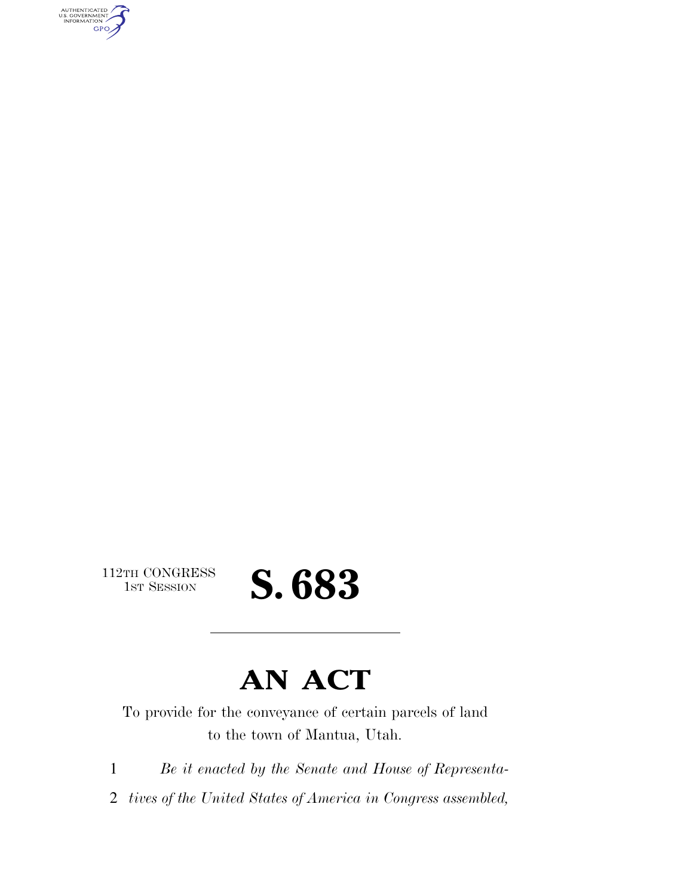112TH CONGRESS
1ST SESSION

# S. 683

## AN ACT

To provide for the conveyance of certain parcels of land to the town of Mantua, Utah.

1 *Be it enacted by the Senate and House of Representa-*
2 *tives of the United States of America in Congress assembled,*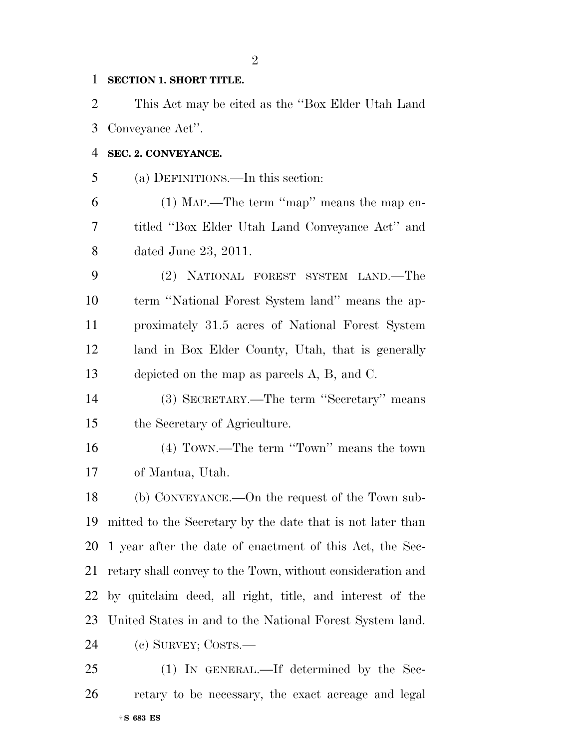**SECTION 1. SHORT TITLE.**

This Act may be cited as the ''Box Elder Utah Land Conveyance Act''.

**SEC. 2. CONVEYANCE.**

(a) DEFINITIONS.—In this section:

(1) MAP.—The term ''map'' means the map entitled ''Box Elder Utah Land Conveyance Act'' and dated June 23, 2011.

(2) NATIONAL FOREST SYSTEM LAND.—The term ''National Forest System land'' means the approximately 31.5 acres of National Forest System land in Box Elder County, Utah, that is generally depicted on the map as parcels A, B, and C.

(3) SECRETARY.—The term ''Secretary'' means the Secretary of Agriculture.

(4) TOWN.—The term ''Town'' means the town of Mantua, Utah.

(b) CONVEYANCE.—On the request of the Town submitted to the Secretary by the date that is not later than 1 year after the date of enactment of this Act, the Secretary shall convey to the Town, without consideration and by quitclaim deed, all right, title, and interest of the United States in and to the National Forest System land.

(c) SURVEY; COSTS.—

(1) IN GENERAL.—If determined by the Secretary to be necessary, the exact acreage and legal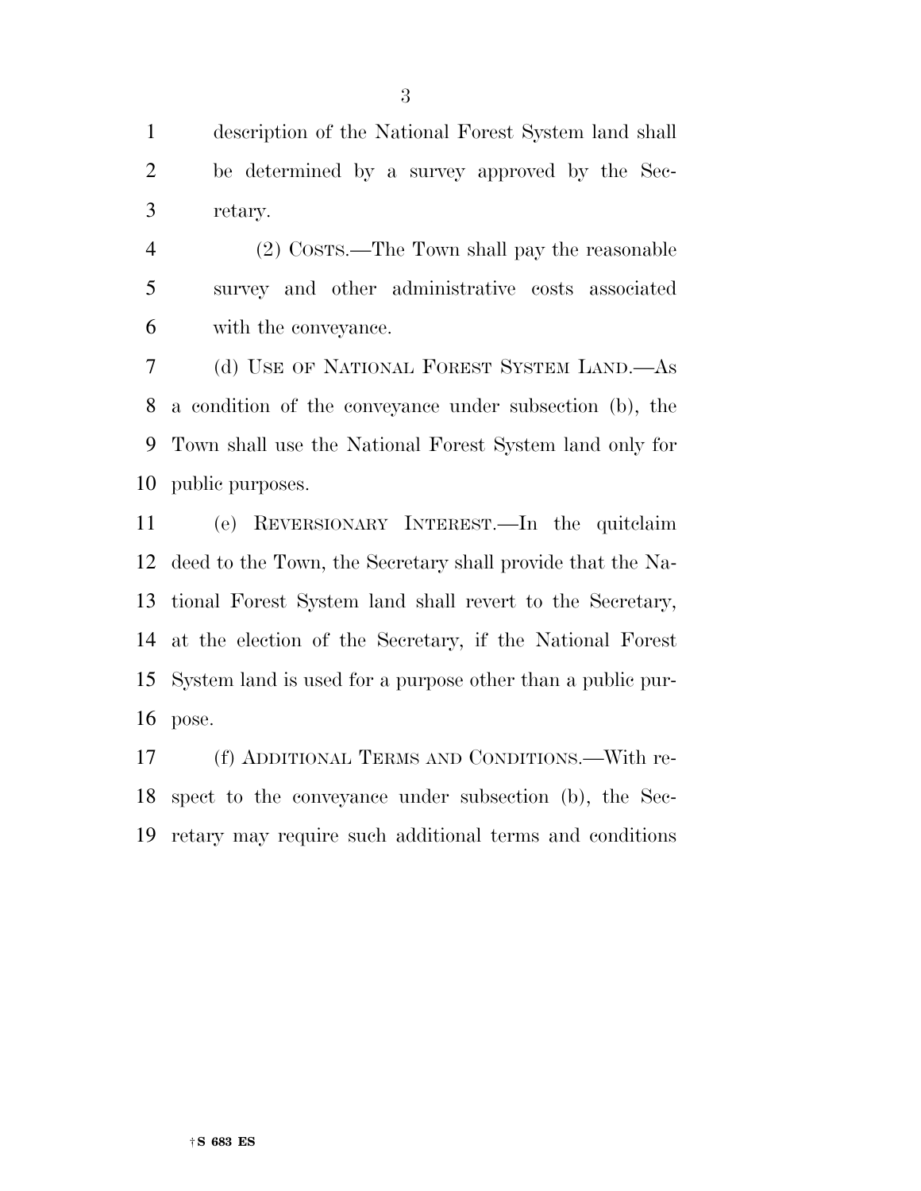description of the National Forest System land shall be determined by a survey approved by the Secretary.

(2) COSTS.—The Town shall pay the reasonable survey and other administrative costs associated with the conveyance.

(d) USE OF NATIONAL FOREST SYSTEM LAND.—As a condition of the conveyance under subsection (b), the Town shall use the National Forest System land only for public purposes.

(e) REVERSIONARY INTEREST.—In the quitclaim deed to the Town, the Secretary shall provide that the National Forest System land shall revert to the Secretary, at the election of the Secretary, if the National Forest System land is used for a purpose other than a public purpose.

(f) ADDITIONAL TERMS AND CONDITIONS.—With respect to the conveyance under subsection (b), the Secretary may require such additional terms and conditions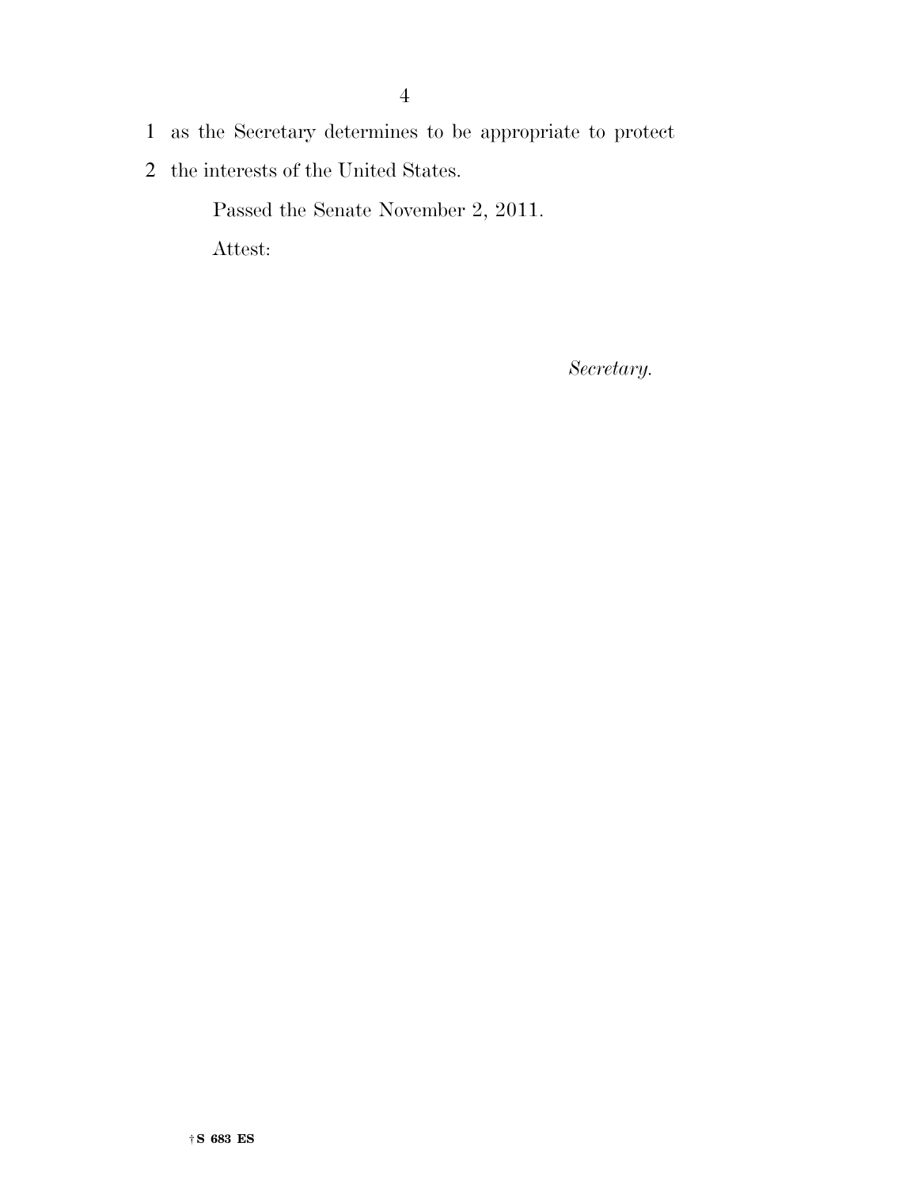as the Secretary determines to be appropriate to protect the interests of the United States.

Passed the Senate November 2, 2011.

Attest:

*Secretary.*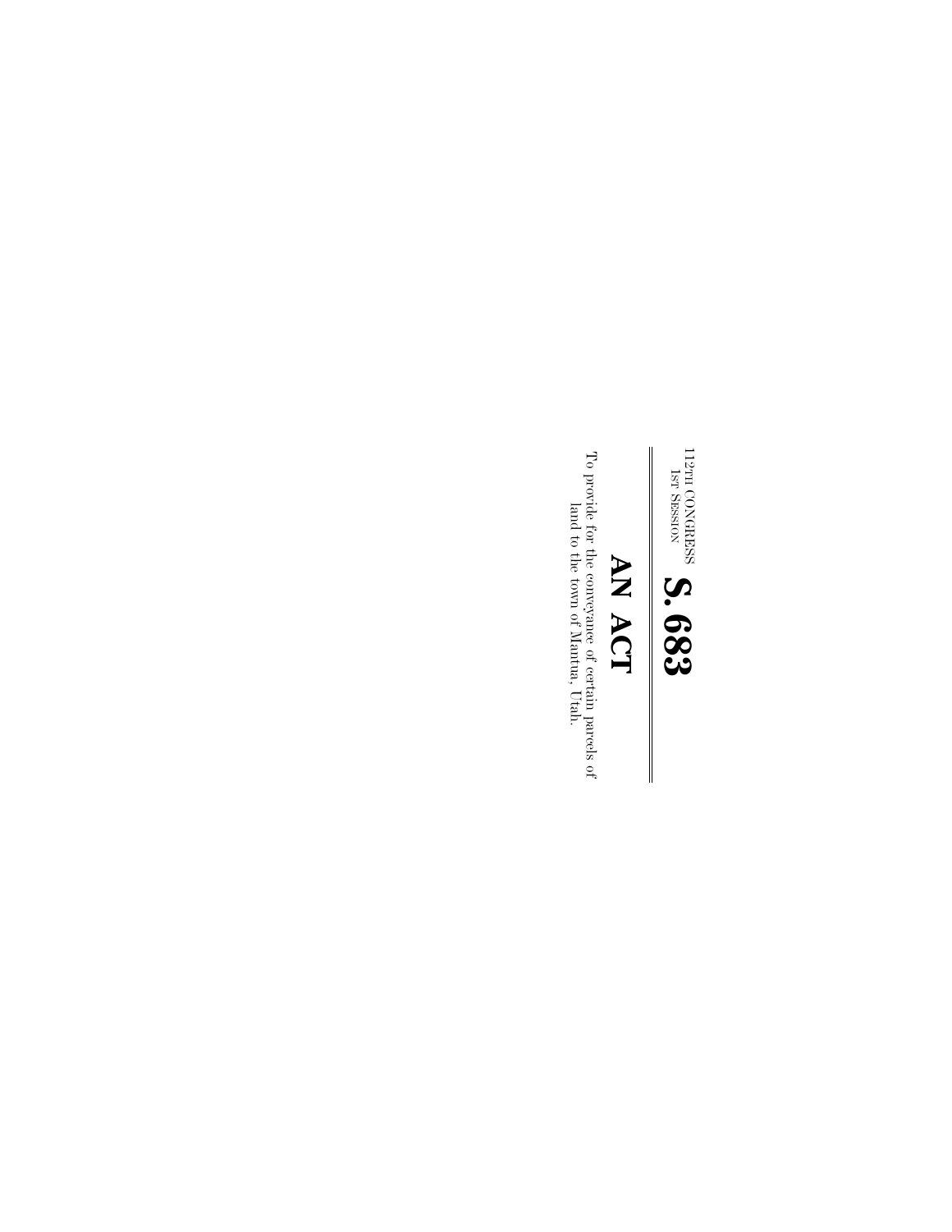112TH CONGRESS
1ST SESSION

# S. 683

# AN ACT

To provide for the conveyance of certain parcels of land to the town of Mantua, Utah.